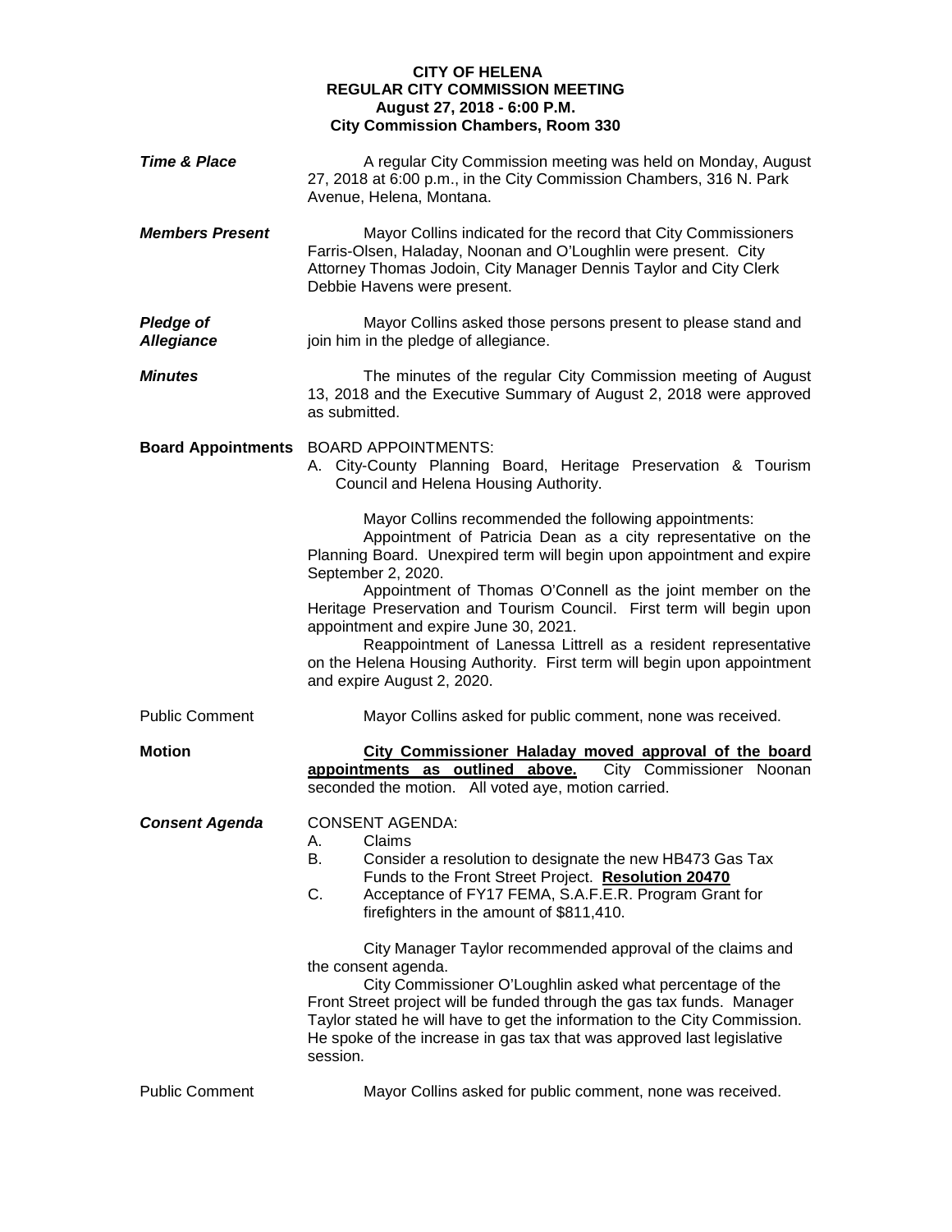**CITY OF HELENA**
**REGULAR CITY COMMISSION MEETING**
**August 27, 2018 - 6:00 P.M.**
**City Commission Chambers, Room 330**

***Time & Place*** A regular City Commission meeting was held on Monday, August 27, 2018 at 6:00 p.m., in the City Commission Chambers, 316 N. Park Avenue, Helena, Montana.

***Members Present*** Mayor Collins indicated for the record that City Commissioners Farris-Olsen, Haladay, Noonan and O'Loughlin were present. City Attorney Thomas Jodoin, City Manager Dennis Taylor and City Clerk Debbie Havens were present.

***Pledge of Allegiance*** Mayor Collins asked those persons present to please stand and join him in the pledge of allegiance.

***Minutes*** The minutes of the regular City Commission meeting of August 13, 2018 and the Executive Summary of August 2, 2018 were approved as submitted.

**Board Appointments** BOARD APPOINTMENTS:

A. City-County Planning Board, Heritage Preservation & Tourism Council and Helena Housing Authority.

Mayor Collins recommended the following appointments:

Appointment of Patricia Dean as a city representative on the Planning Board. Unexpired term will begin upon appointment and expire September 2, 2020.

Appointment of Thomas O'Connell as the joint member on the Heritage Preservation and Tourism Council. First term will begin upon appointment and expire June 30, 2021.

Reappointment of Lanessa Littrell as a resident representative on the Helena Housing Authority. First term will begin upon appointment and expire August 2, 2020.

Public Comment Mayor Collins asked for public comment, none was received.

**Motion** **City Commissioner Haladay moved approval of the board appointments as outlined above.** City Commissioner Noonan seconded the motion. All voted aye, motion carried.

***Consent Agenda*** CONSENT AGENDA:

A. Claims
B. Consider a resolution to designate the new HB473 Gas Tax Funds to the Front Street Project. **Resolution 20470**
C. Acceptance of FY17 FEMA, S.A.F.E.R. Program Grant for firefighters in the amount of $811,410.

City Manager Taylor recommended approval of the claims and the consent agenda.

City Commissioner O'Loughlin asked what percentage of the Front Street project will be funded through the gas tax funds. Manager Taylor stated he will have to get the information to the City Commission. He spoke of the increase in gas tax that was approved last legislative session.

Public Comment Mayor Collins asked for public comment, none was received.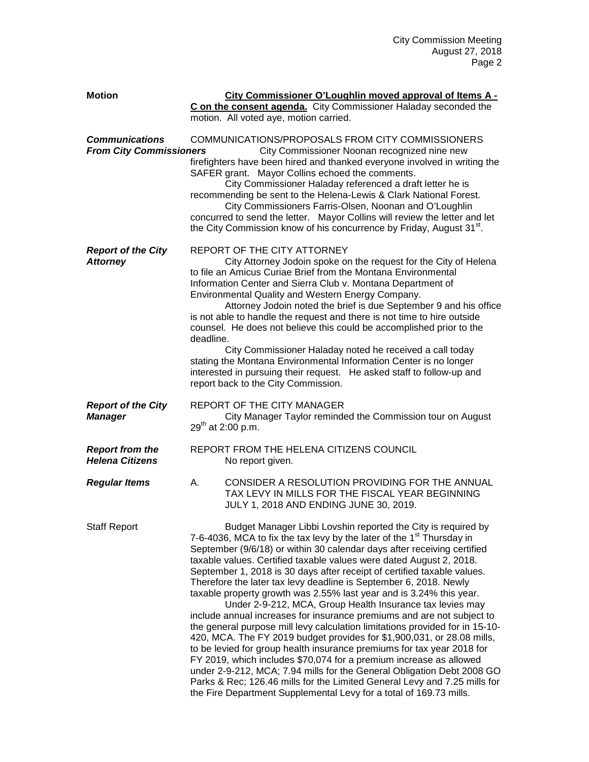**Motion** **City Commissioner O'Loughlin moved approval of Items A - C on the consent agenda.** City Commissioner Haladay seconded the motion. All voted aye, motion carried.

***Communications From City Commissioners***

COMMUNICATIONS/PROPOSALS FROM CITY COMMISSIONERS

City Commissioner Noonan recognized nine new firefighters have been hired and thanked everyone involved in writing the SAFER grant. Mayor Collins echoed the comments.

City Commissioner Haladay referenced a draft letter he is recommending be sent to the Helena-Lewis & Clark National Forest.

City Commissioners Farris-Olsen, Noonan and O'Loughlin concurred to send the letter. Mayor Collins will review the letter and let the City Commission know of his concurrence by Friday, August 31st.

***Report of the City Attorney***

REPORT OF THE CITY ATTORNEY

City Attorney Jodoin spoke on the request for the City of Helena to file an Amicus Curiae Brief from the Montana Environmental Information Center and Sierra Club v. Montana Department of Environmental Quality and Western Energy Company.

Attorney Jodoin noted the brief is due September 9 and his office is not able to handle the request and there is not time to hire outside counsel. He does not believe this could be accomplished prior to the deadline.

City Commissioner Haladay noted he received a call today stating the Montana Environmental Information Center is no longer interested in pursuing their request. He asked staff to follow-up and report back to the City Commission.

***Report of the City Manager***

REPORT OF THE CITY MANAGER

City Manager Taylor reminded the Commission tour on August 29th at 2:00 p.m.

***Report from the Helena Citizens***

REPORT FROM THE HELENA CITIZENS COUNCIL

No report given.

***Regular Items***

A. CONSIDER A RESOLUTION PROVIDING FOR THE ANNUAL TAX LEVY IN MILLS FOR THE FISCAL YEAR BEGINNING JULY 1, 2018 AND ENDING JUNE 30, 2019.

Staff Report

Budget Manager Libbi Lovshin reported the City is required by 7-6-4036, MCA to fix the tax levy by the later of the 1st Thursday in September (9/6/18) or within 30 calendar days after receiving certified taxable values. Certified taxable values were dated August 2, 2018. September 1, 2018 is 30 days after receipt of certified taxable values. Therefore the later tax levy deadline is September 6, 2018. Newly taxable property growth was 2.55% last year and is 3.24% this year.

Under 2-9-212, MCA, Group Health Insurance tax levies may include annual increases for insurance premiums and are not subject to the general purpose mill levy calculation limitations provided for in 15-10-420, MCA. The FY 2019 budget provides for $1,900,031, or 28.08 mills, to be levied for group health insurance premiums for tax year 2018 for FY 2019, which includes $70,074 for a premium increase as allowed under 2-9-212, MCA; 7.94 mills for the General Obligation Debt 2008 GO Parks & Rec; 126.46 mills for the Limited General Levy and 7.25 mills for the Fire Department Supplemental Levy for a total of 169.73 mills.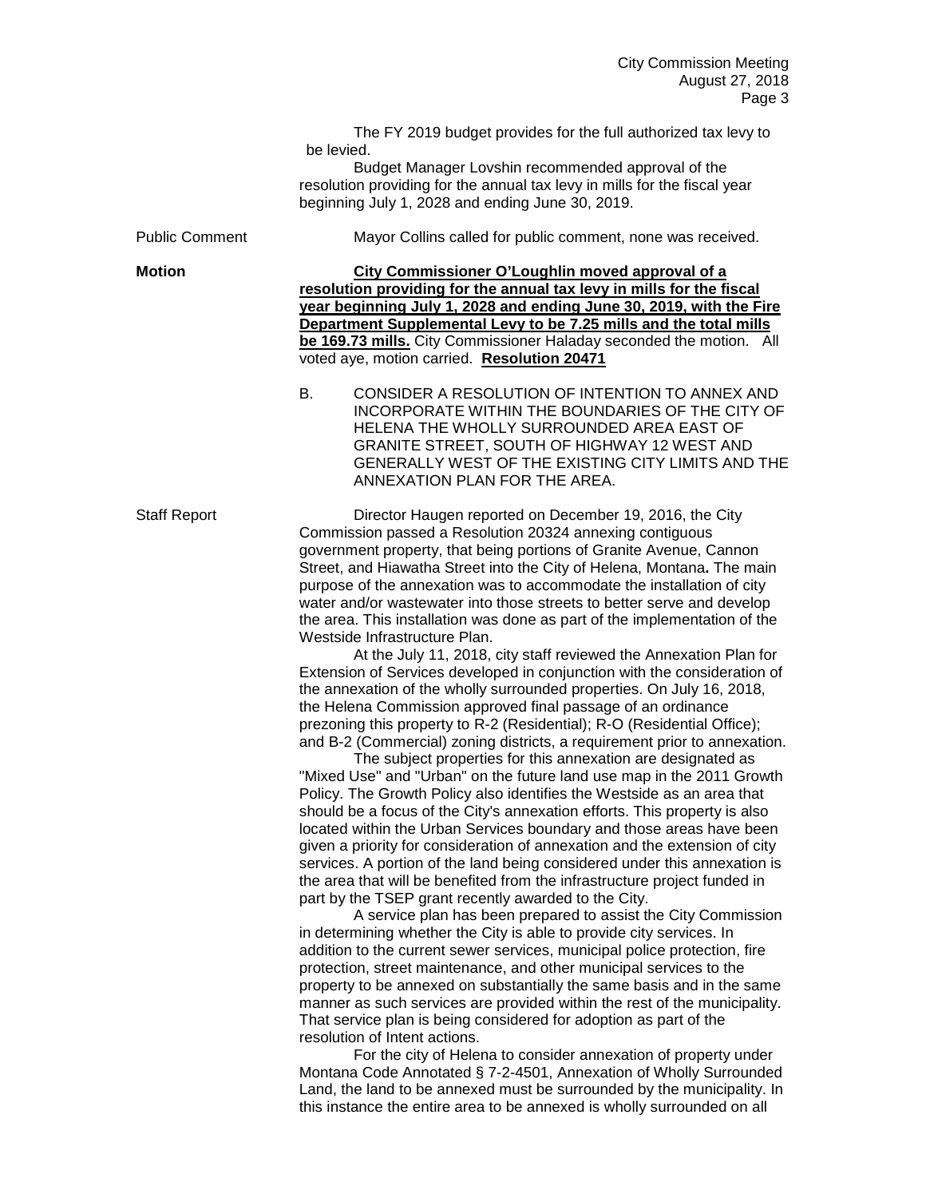The FY 2019 budget provides for the full authorized tax levy to be levied.

Budget Manager Lovshin recommended approval of the resolution providing for the annual tax levy in mills for the fiscal year beginning July 1, 2028 and ending June 30, 2019.

Public Comment

Mayor Collins called for public comment, none was received.

**Motion**

**City Commissioner O'Loughlin moved approval of a resolution providing for the annual tax levy in mills for the fiscal year beginning July 1, 2028 and ending June 30, 2019, with the Fire Department Supplemental Levy to be 7.25 mills and the total mills be 169.73 mills.** City Commissioner Haladay seconded the motion. All voted aye, motion carried. **Resolution 20471**

B. CONSIDER A RESOLUTION OF INTENTION TO ANNEX AND INCORPORATE WITHIN THE BOUNDARIES OF THE CITY OF HELENA THE WHOLLY SURROUNDED AREA EAST OF GRANITE STREET, SOUTH OF HIGHWAY 12 WEST AND GENERALLY WEST OF THE EXISTING CITY LIMITS AND THE ANNEXATION PLAN FOR THE AREA.

Staff Report

Director Haugen reported on December 19, 2016, the City Commission passed a Resolution 20324 annexing contiguous government property, that being portions of Granite Avenue, Cannon Street, and Hiawatha Street into the City of Helena, Montana**.** The main purpose of the annexation was to accommodate the installation of city water and/or wastewater into those streets to better serve and develop the area. This installation was done as part of the implementation of the Westside Infrastructure Plan.

At the July 11, 2018, city staff reviewed the Annexation Plan for Extension of Services developed in conjunction with the consideration of the annexation of the wholly surrounded properties. On July 16, 2018, the Helena Commission approved final passage of an ordinance prezoning this property to R-2 (Residential); R-O (Residential Office); and B-2 (Commercial) zoning districts, a requirement prior to annexation.

The subject properties for this annexation are designated as "Mixed Use" and "Urban" on the future land use map in the 2011 Growth Policy. The Growth Policy also identifies the Westside as an area that should be a focus of the City's annexation efforts. This property is also located within the Urban Services boundary and those areas have been given a priority for consideration of annexation and the extension of city services. A portion of the land being considered under this annexation is the area that will be benefited from the infrastructure project funded in part by the TSEP grant recently awarded to the City.

A service plan has been prepared to assist the City Commission in determining whether the City is able to provide city services. In addition to the current sewer services, municipal police protection, fire protection, street maintenance, and other municipal services to the property to be annexed on substantially the same basis and in the same manner as such services are provided within the rest of the municipality. That service plan is being considered for adoption as part of the resolution of Intent actions.

For the city of Helena to consider annexation of property under Montana Code Annotated § 7-2-4501, Annexation of Wholly Surrounded Land, the land to be annexed must be surrounded by the municipality. In this instance the entire area to be annexed is wholly surrounded on all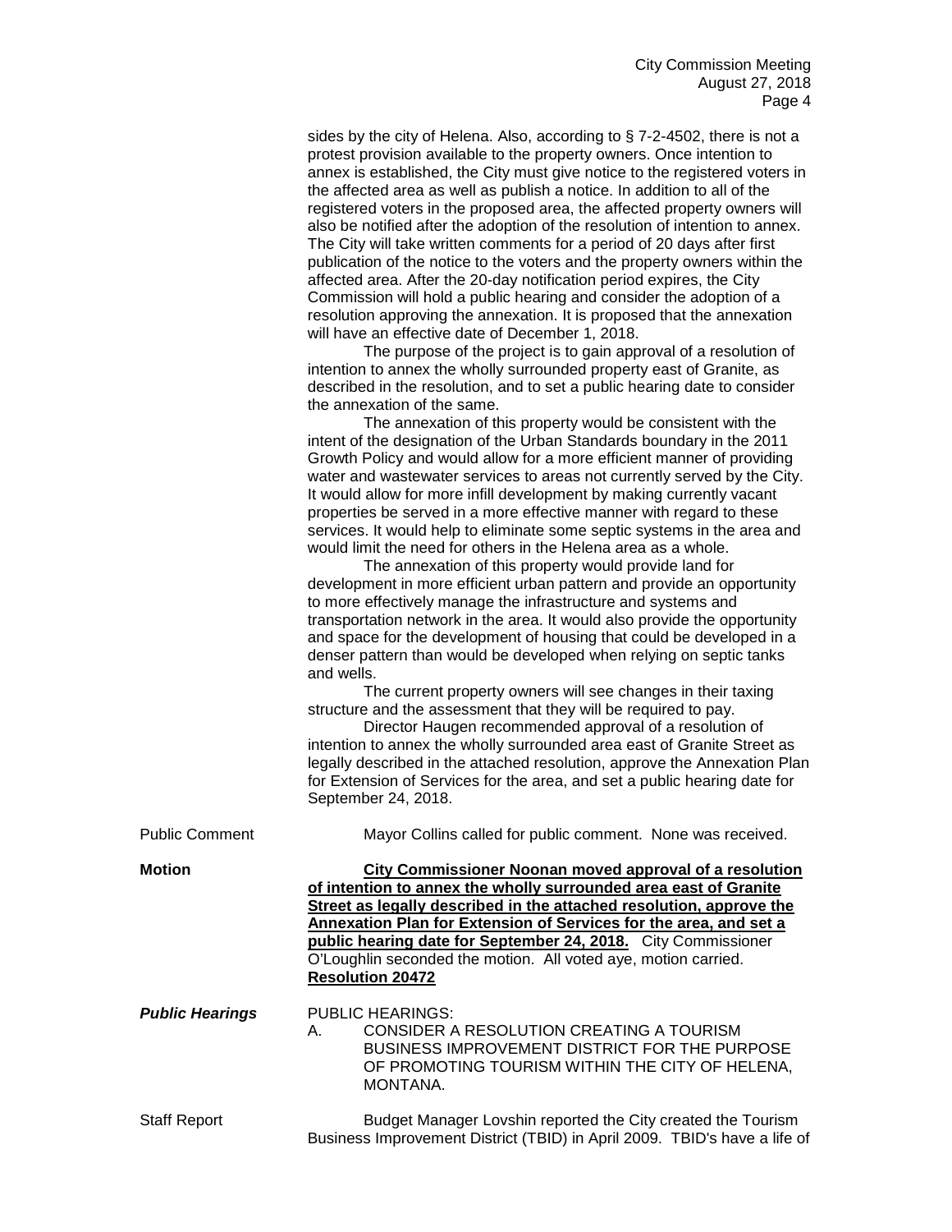sides by the city of Helena. Also, according to § 7-2-4502, there is not a protest provision available to the property owners. Once intention to annex is established, the City must give notice to the registered voters in the affected area as well as publish a notice. In addition to all of the registered voters in the proposed area, the affected property owners will also be notified after the adoption of the resolution of intention to annex. The City will take written comments for a period of 20 days after first publication of the notice to the voters and the property owners within the affected area. After the 20-day notification period expires, the City Commission will hold a public hearing and consider the adoption of a resolution approving the annexation. It is proposed that the annexation will have an effective date of December 1, 2018.

The purpose of the project is to gain approval of a resolution of intention to annex the wholly surrounded property east of Granite, as described in the resolution, and to set a public hearing date to consider the annexation of the same.

The annexation of this property would be consistent with the intent of the designation of the Urban Standards boundary in the 2011 Growth Policy and would allow for a more efficient manner of providing water and wastewater services to areas not currently served by the City. It would allow for more infill development by making currently vacant properties be served in a more effective manner with regard to these services. It would help to eliminate some septic systems in the area and would limit the need for others in the Helena area as a whole.

The annexation of this property would provide land for development in more efficient urban pattern and provide an opportunity to more effectively manage the infrastructure and systems and transportation network in the area. It would also provide the opportunity and space for the development of housing that could be developed in a denser pattern than would be developed when relying on septic tanks and wells.

The current property owners will see changes in their taxing structure and the assessment that they will be required to pay.

Director Haugen recommended approval of a resolution of intention to annex the wholly surrounded area east of Granite Street as legally described in the attached resolution, approve the Annexation Plan for Extension of Services for the area, and set a public hearing date for September 24, 2018.

Public Comment — Mayor Collins called for public comment. None was received.

**Motion** — **City Commissioner Noonan moved approval of a resolution of intention to annex the wholly surrounded area east of Granite Street as legally described in the attached resolution, approve the Annexation Plan for Extension of Services for the area, and set a public hearing date for September 24, 2018.** City Commissioner O'Loughlin seconded the motion. All voted aye, motion carried. **Resolution 20472**

***Public Hearings*** — PUBLIC HEARINGS:

A. CONSIDER A RESOLUTION CREATING A TOURISM BUSINESS IMPROVEMENT DISTRICT FOR THE PURPOSE OF PROMOTING TOURISM WITHIN THE CITY OF HELENA, MONTANA.

Staff Report — Budget Manager Lovshin reported the City created the Tourism Business Improvement District (TBID) in April 2009. TBID's have a life of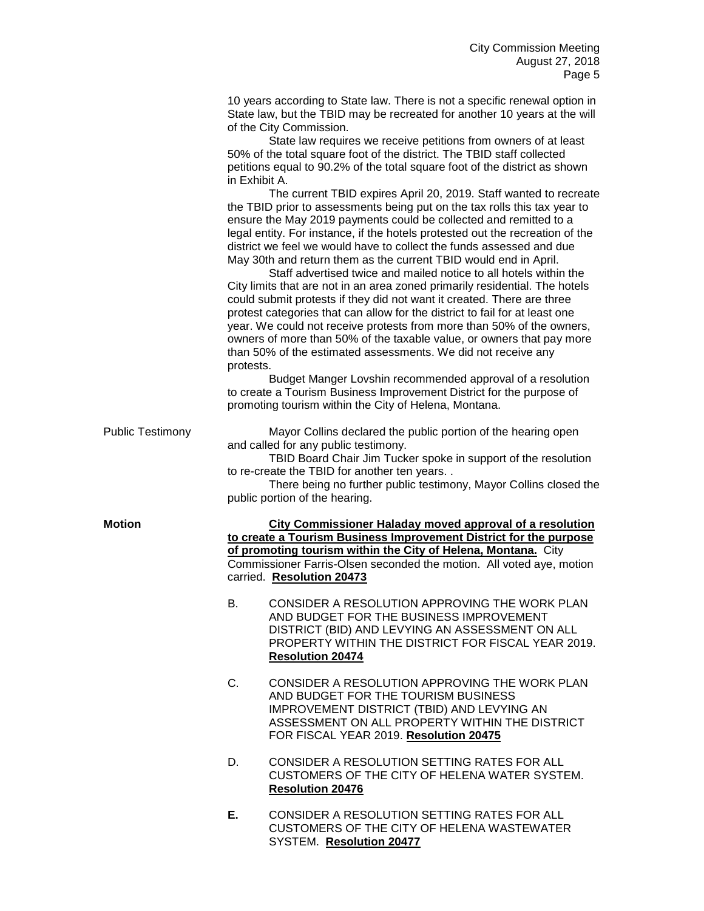10 years according to State law. There is not a specific renewal option in State law, but the TBID may be recreated for another 10 years at the will of the City Commission.

State law requires we receive petitions from owners of at least 50% of the total square foot of the district. The TBID staff collected petitions equal to 90.2% of the total square foot of the district as shown in Exhibit A.

The current TBID expires April 20, 2019. Staff wanted to recreate the TBID prior to assessments being put on the tax rolls this tax year to ensure the May 2019 payments could be collected and remitted to a legal entity. For instance, if the hotels protested out the recreation of the district we feel we would have to collect the funds assessed and due May 30th and return them as the current TBID would end in April.

Staff advertised twice and mailed notice to all hotels within the City limits that are not in an area zoned primarily residential. The hotels could submit protests if they did not want it created. There are three protest categories that can allow for the district to fail for at least one year. We could not receive protests from more than 50% of the owners, owners of more than 50% of the taxable value, or owners that pay more than 50% of the estimated assessments. We did not receive any protests.

Budget Manger Lovshin recommended approval of a resolution to create a Tourism Business Improvement District for the purpose of promoting tourism within the City of Helena, Montana.

Public Testimony

Mayor Collins declared the public portion of the hearing open and called for any public testimony.

TBID Board Chair Jim Tucker spoke in support of the resolution to re-create the TBID for another ten years. .

There being no further public testimony, Mayor Collins closed the public portion of the hearing.

**Motion**

**City Commissioner Haladay moved approval of a resolution to create a Tourism Business Improvement District for the purpose of promoting tourism within the City of Helena, Montana.** City Commissioner Farris-Olsen seconded the motion. All voted aye, motion carried. **Resolution 20473**

B. CONSIDER A RESOLUTION APPROVING THE WORK PLAN AND BUDGET FOR THE BUSINESS IMPROVEMENT DISTRICT (BID) AND LEVYING AN ASSESSMENT ON ALL PROPERTY WITHIN THE DISTRICT FOR FISCAL YEAR 2019. **Resolution 20474**

C. CONSIDER A RESOLUTION APPROVING THE WORK PLAN AND BUDGET FOR THE TOURISM BUSINESS IMPROVEMENT DISTRICT (TBID) AND LEVYING AN ASSESSMENT ON ALL PROPERTY WITHIN THE DISTRICT FOR FISCAL YEAR 2019. **Resolution 20475**

D. CONSIDER A RESOLUTION SETTING RATES FOR ALL CUSTOMERS OF THE CITY OF HELENA WATER SYSTEM. **Resolution 20476**

**E.** CONSIDER A RESOLUTION SETTING RATES FOR ALL CUSTOMERS OF THE CITY OF HELENA WASTEWATER SYSTEM. **Resolution 20477**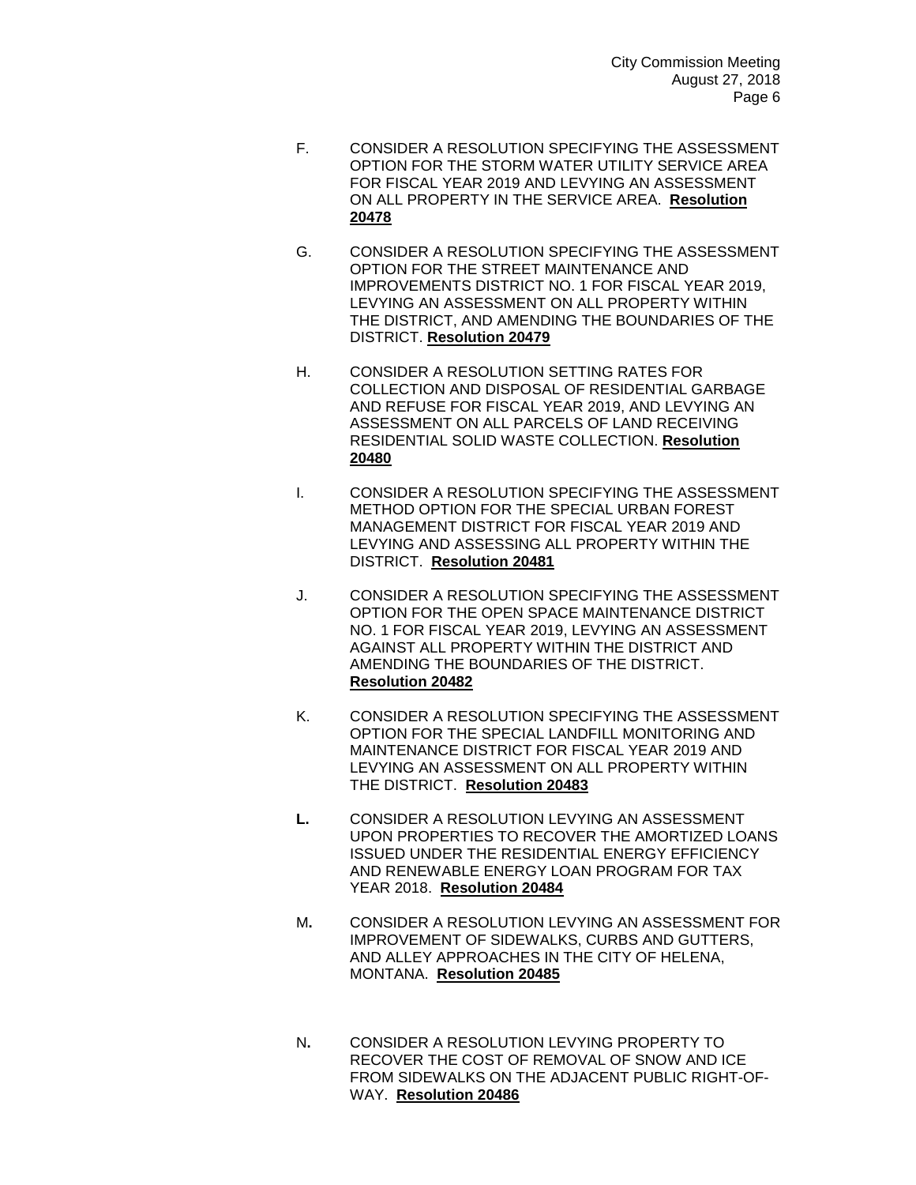F. CONSIDER A RESOLUTION SPECIFYING THE ASSESSMENT OPTION FOR THE STORM WATER UTILITY SERVICE AREA FOR FISCAL YEAR 2019 AND LEVYING AN ASSESSMENT ON ALL PROPERTY IN THE SERVICE AREA. **Resolution 20478**

G. CONSIDER A RESOLUTION SPECIFYING THE ASSESSMENT OPTION FOR THE STREET MAINTENANCE AND IMPROVEMENTS DISTRICT NO. 1 FOR FISCAL YEAR 2019, LEVYING AN ASSESSMENT ON ALL PROPERTY WITHIN THE DISTRICT, AND AMENDING THE BOUNDARIES OF THE DISTRICT. **Resolution 20479**

H. CONSIDER A RESOLUTION SETTING RATES FOR COLLECTION AND DISPOSAL OF RESIDENTIAL GARBAGE AND REFUSE FOR FISCAL YEAR 2019, AND LEVYING AN ASSESSMENT ON ALL PARCELS OF LAND RECEIVING RESIDENTIAL SOLID WASTE COLLECTION. **Resolution 20480**

I. CONSIDER A RESOLUTION SPECIFYING THE ASSESSMENT METHOD OPTION FOR THE SPECIAL URBAN FOREST MANAGEMENT DISTRICT FOR FISCAL YEAR 2019 AND LEVYING AND ASSESSING ALL PROPERTY WITHIN THE DISTRICT. **Resolution 20481**

J. CONSIDER A RESOLUTION SPECIFYING THE ASSESSMENT OPTION FOR THE OPEN SPACE MAINTENANCE DISTRICT NO. 1 FOR FISCAL YEAR 2019, LEVYING AN ASSESSMENT AGAINST ALL PROPERTY WITHIN THE DISTRICT AND AMENDING THE BOUNDARIES OF THE DISTRICT. **Resolution 20482**

K. CONSIDER A RESOLUTION SPECIFYING THE ASSESSMENT OPTION FOR THE SPECIAL LANDFILL MONITORING AND MAINTENANCE DISTRICT FOR FISCAL YEAR 2019 AND LEVYING AN ASSESSMENT ON ALL PROPERTY WITHIN THE DISTRICT. **Resolution 20483**

**L.** CONSIDER A RESOLUTION LEVYING AN ASSESSMENT UPON PROPERTIES TO RECOVER THE AMORTIZED LOANS ISSUED UNDER THE RESIDENTIAL ENERGY EFFICIENCY AND RENEWABLE ENERGY LOAN PROGRAM FOR TAX YEAR 2018. **Resolution 20484**

M**.** CONSIDER A RESOLUTION LEVYING AN ASSESSMENT FOR IMPROVEMENT OF SIDEWALKS, CURBS AND GUTTERS, AND ALLEY APPROACHES IN THE CITY OF HELENA, MONTANA. **Resolution 20485**

N**.** CONSIDER A RESOLUTION LEVYING PROPERTY TO RECOVER THE COST OF REMOVAL OF SNOW AND ICE FROM SIDEWALKS ON THE ADJACENT PUBLIC RIGHT-OF-WAY. **Resolution 20486**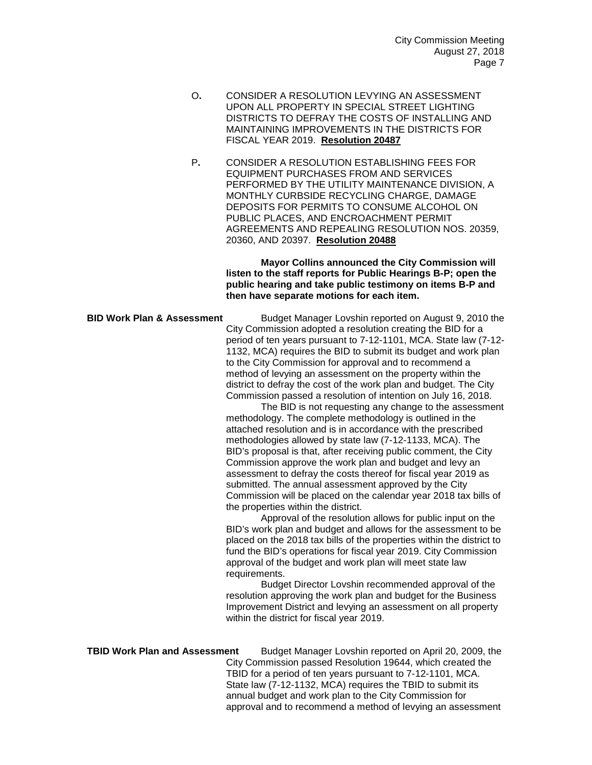O. CONSIDER A RESOLUTION LEVYING AN ASSESSMENT UPON ALL PROPERTY IN SPECIAL STREET LIGHTING DISTRICTS TO DEFRAY THE COSTS OF INSTALLING AND MAINTAINING IMPROVEMENTS IN THE DISTRICTS FOR FISCAL YEAR 2019. **Resolution 20487**

P. CONSIDER A RESOLUTION ESTABLISHING FEES FOR EQUIPMENT PURCHASES FROM AND SERVICES PERFORMED BY THE UTILITY MAINTENANCE DIVISION, A MONTHLY CURBSIDE RECYCLING CHARGE, DAMAGE DEPOSITS FOR PERMITS TO CONSUME ALCOHOL ON PUBLIC PLACES, AND ENCROACHMENT PERMIT AGREEMENTS AND REPEALING RESOLUTION NOS. 20359, 20360, AND 20397. **Resolution 20488**

**Mayor Collins announced the City Commission will listen to the staff reports for Public Hearings B-P; open the public hearing and take public testimony on items B-P and then have separate motions for each item.**

**BID Work Plan & Assessment**

Budget Manager Lovshin reported on August 9, 2010 the City Commission adopted a resolution creating the BID for a period of ten years pursuant to 7-12-1101, MCA. State law (7-12-1132, MCA) requires the BID to submit its budget and work plan to the City Commission for approval and to recommend a method of levying an assessment on the property within the district to defray the cost of the work plan and budget. The City Commission passed a resolution of intention on July 16, 2018.

The BID is not requesting any change to the assessment methodology. The complete methodology is outlined in the attached resolution and is in accordance with the prescribed methodologies allowed by state law (7-12-1133, MCA). The BID's proposal is that, after receiving public comment, the City Commission approve the work plan and budget and levy an assessment to defray the costs thereof for fiscal year 2019 as submitted. The annual assessment approved by the City Commission will be placed on the calendar year 2018 tax bills of the properties within the district.

Approval of the resolution allows for public input on the BID's work plan and budget and allows for the assessment to be placed on the 2018 tax bills of the properties within the district to fund the BID's operations for fiscal year 2019. City Commission approval of the budget and work plan will meet state law requirements.

Budget Director Lovshin recommended approval of the resolution approving the work plan and budget for the Business Improvement District and levying an assessment on all property within the district for fiscal year 2019.

**TBID Work Plan and Assessment**

Budget Manager Lovshin reported on April 20, 2009, the City Commission passed Resolution 19644, which created the TBID for a period of ten years pursuant to 7-12-1101, MCA. State law (7-12-1132, MCA) requires the TBID to submit its annual budget and work plan to the City Commission for approval and to recommend a method of levying an assessment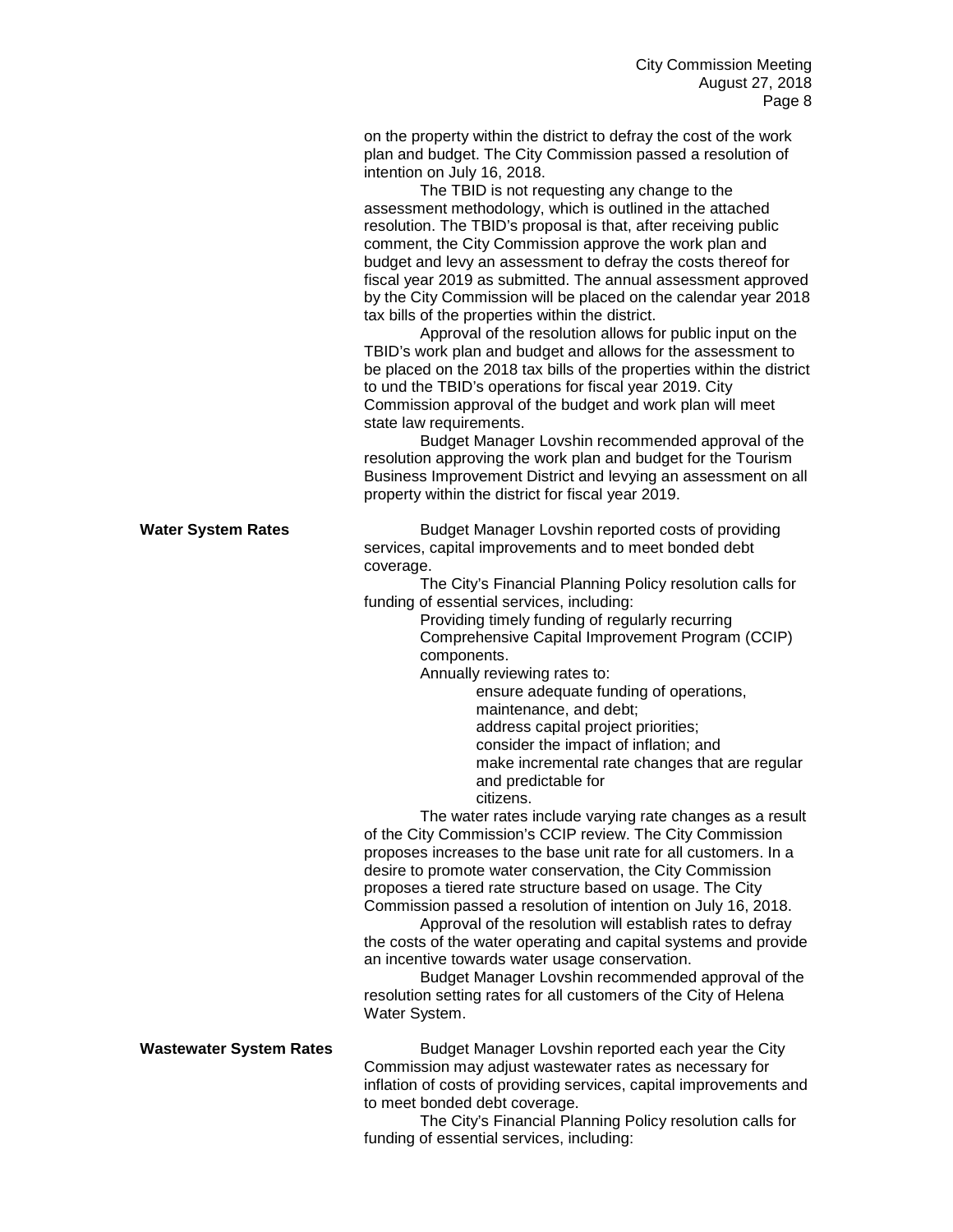on the property within the district to defray the cost of the work plan and budget. The City Commission passed a resolution of intention on July 16, 2018.

The TBID is not requesting any change to the assessment methodology, which is outlined in the attached resolution. The TBID's proposal is that, after receiving public comment, the City Commission approve the work plan and budget and levy an assessment to defray the costs thereof for fiscal year 2019 as submitted. The annual assessment approved by the City Commission will be placed on the calendar year 2018 tax bills of the properties within the district.

Approval of the resolution allows for public input on the TBID's work plan and budget and allows for the assessment to be placed on the 2018 tax bills of the properties within the district to und the TBID's operations for fiscal year 2019. City Commission approval of the budget and work plan will meet state law requirements.

Budget Manager Lovshin recommended approval of the resolution approving the work plan and budget for the Tourism Business Improvement District and levying an assessment on all property within the district for fiscal year 2019.

**Water System Rates**

Budget Manager Lovshin reported costs of providing services, capital improvements and to meet bonded debt coverage.

The City's Financial Planning Policy resolution calls for funding of essential services, including:

- Providing timely funding of regularly recurring Comprehensive Capital Improvement Program (CCIP) components.
- Annually reviewing rates to:
  - ensure adequate funding of operations, maintenance, and debt;
  - address capital project priorities;
  - consider the impact of inflation; and
  - make incremental rate changes that are regular and predictable for citizens.

The water rates include varying rate changes as a result of the City Commission's CCIP review. The City Commission proposes increases to the base unit rate for all customers. In a desire to promote water conservation, the City Commission proposes a tiered rate structure based on usage. The City Commission passed a resolution of intention on July 16, 2018.

Approval of the resolution will establish rates to defray the costs of the water operating and capital systems and provide an incentive towards water usage conservation.

Budget Manager Lovshin recommended approval of the resolution setting rates for all customers of the City of Helena Water System.

**Wastewater System Rates**

Budget Manager Lovshin reported each year the City Commission may adjust wastewater rates as necessary for inflation of costs of providing services, capital improvements and to meet bonded debt coverage.

The City's Financial Planning Policy resolution calls for funding of essential services, including: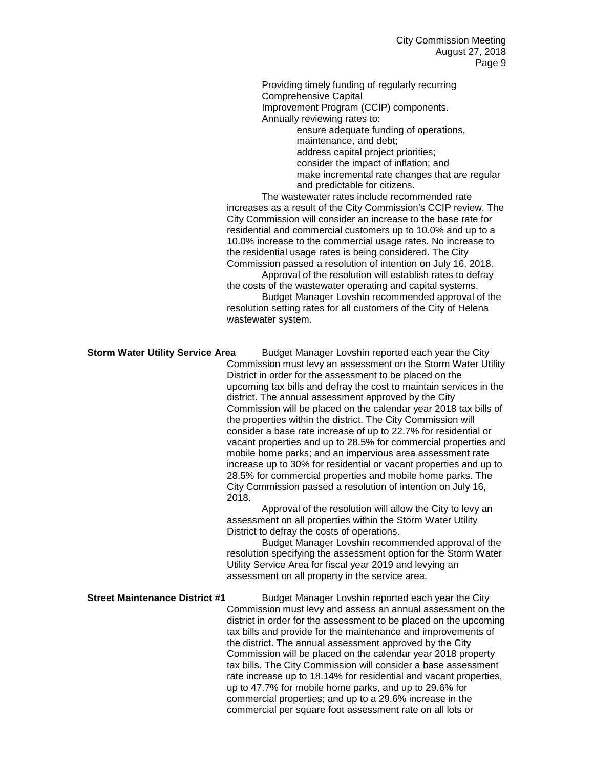Providing timely funding of regularly recurring Comprehensive Capital Improvement Program (CCIP) components.

Annually reviewing rates to:

- ensure adequate funding of operations, maintenance, and debt;
- address capital project priorities;
- consider the impact of inflation; and
- make incremental rate changes that are regular and predictable for citizens.

The wastewater rates include recommended rate increases as a result of the City Commission's CCIP review. The City Commission will consider an increase to the base rate for residential and commercial customers up to 10.0% and up to a 10.0% increase to the commercial usage rates. No increase to the residential usage rates is being considered. The City Commission passed a resolution of intention on July 16, 2018.

Approval of the resolution will establish rates to defray the costs of the wastewater operating and capital systems.

Budget Manager Lovshin recommended approval of the resolution setting rates for all customers of the City of Helena wastewater system.

**Storm Water Utility Service Area**

Budget Manager Lovshin reported each year the City Commission must levy an assessment on the Storm Water Utility District in order for the assessment to be placed on the upcoming tax bills and defray the cost to maintain services in the district. The annual assessment approved by the City Commission will be placed on the calendar year 2018 tax bills of the properties within the district. The City Commission will consider a base rate increase of up to 22.7% for residential or vacant properties and up to 28.5% for commercial properties and mobile home parks; and an impervious area assessment rate increase up to 30% for residential or vacant properties and up to 28.5% for commercial properties and mobile home parks. The City Commission passed a resolution of intention on July 16, 2018.

Approval of the resolution will allow the City to levy an assessment on all properties within the Storm Water Utility District to defray the costs of operations.

Budget Manager Lovshin recommended approval of the resolution specifying the assessment option for the Storm Water Utility Service Area for fiscal year 2019 and levying an assessment on all property in the service area.

**Street Maintenance District #1**

Budget Manager Lovshin reported each year the City Commission must levy and assess an annual assessment on the district in order for the assessment to be placed on the upcoming tax bills and provide for the maintenance and improvements of the district. The annual assessment approved by the City Commission will be placed on the calendar year 2018 property tax bills. The City Commission will consider a base assessment rate increase up to 18.14% for residential and vacant properties, up to 47.7% for mobile home parks, and up to 29.6% for commercial properties; and up to a 29.6% increase in the commercial per square foot assessment rate on all lots or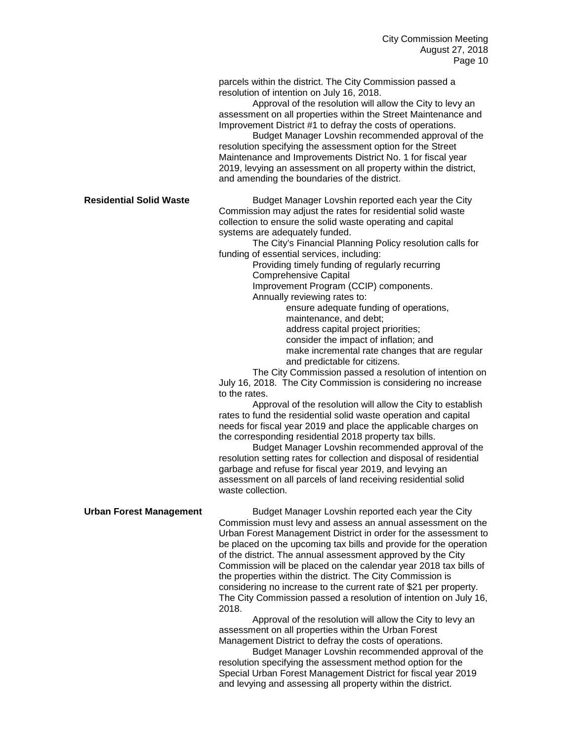parcels within the district. The City Commission passed a resolution of intention on July 16, 2018.

Approval of the resolution will allow the City to levy an assessment on all properties within the Street Maintenance and Improvement District #1 to defray the costs of operations.

Budget Manager Lovshin recommended approval of the resolution specifying the assessment option for the Street Maintenance and Improvements District No. 1 for fiscal year 2019, levying an assessment on all property within the district, and amending the boundaries of the district.

**Residential Solid Waste**

Budget Manager Lovshin reported each year the City Commission may adjust the rates for residential solid waste collection to ensure the solid waste operating and capital systems are adequately funded.

The City's Financial Planning Policy resolution calls for funding of essential services, including:

- Providing timely funding of regularly recurring Comprehensive Capital Improvement Program (CCIP) components.
- Annually reviewing rates to:
  - ensure adequate funding of operations, maintenance, and debt;
  - address capital project priorities;
  - consider the impact of inflation; and
  - make incremental rate changes that are regular and predictable for citizens.

The City Commission passed a resolution of intention on July 16, 2018. The City Commission is considering no increase to the rates.

Approval of the resolution will allow the City to establish rates to fund the residential solid waste operation and capital needs for fiscal year 2019 and place the applicable charges on the corresponding residential 2018 property tax bills.

Budget Manager Lovshin recommended approval of the resolution setting rates for collection and disposal of residential garbage and refuse for fiscal year 2019, and levying an assessment on all parcels of land receiving residential solid waste collection.

**Urban Forest Management**

Budget Manager Lovshin reported each year the City Commission must levy and assess an annual assessment on the Urban Forest Management District in order for the assessment to be placed on the upcoming tax bills and provide for the operation of the district. The annual assessment approved by the City Commission will be placed on the calendar year 2018 tax bills of the properties within the district. The City Commission is considering no increase to the current rate of $21 per property. The City Commission passed a resolution of intention on July 16, 2018.

Approval of the resolution will allow the City to levy an assessment on all properties within the Urban Forest Management District to defray the costs of operations.

Budget Manager Lovshin recommended approval of the resolution specifying the assessment method option for the Special Urban Forest Management District for fiscal year 2019 and levying and assessing all property within the district.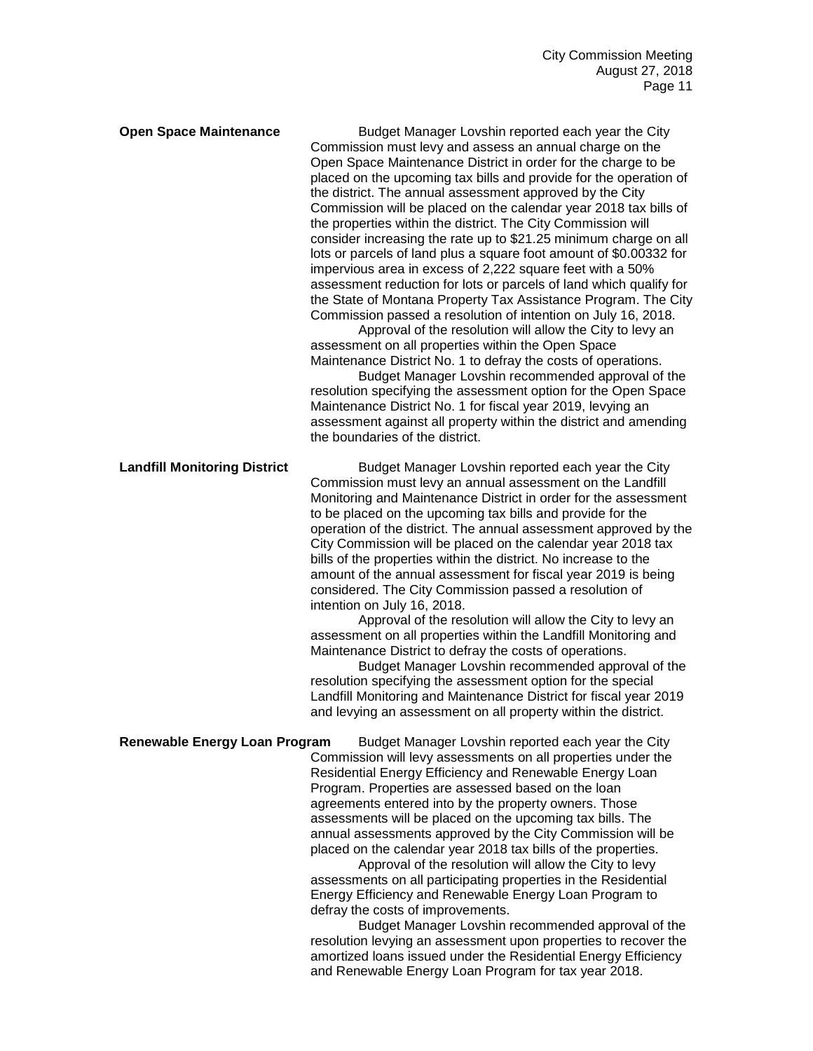**Open Space Maintenance**

Budget Manager Lovshin reported each year the City Commission must levy and assess an annual charge on the Open Space Maintenance District in order for the charge to be placed on the upcoming tax bills and provide for the operation of the district. The annual assessment approved by the City Commission will be placed on the calendar year 2018 tax bills of the properties within the district. The City Commission will consider increasing the rate up to $21.25 minimum charge on all lots or parcels of land plus a square foot amount of $0.00332 for impervious area in excess of 2,222 square feet with a 50% assessment reduction for lots or parcels of land which qualify for the State of Montana Property Tax Assistance Program. The City Commission passed a resolution of intention on July 16, 2018.

Approval of the resolution will allow the City to levy an assessment on all properties within the Open Space Maintenance District No. 1 to defray the costs of operations.

Budget Manager Lovshin recommended approval of the resolution specifying the assessment option for the Open Space Maintenance District No. 1 for fiscal year 2019, levying an assessment against all property within the district and amending the boundaries of the district.

**Landfill Monitoring District**

Budget Manager Lovshin reported each year the City Commission must levy an annual assessment on the Landfill Monitoring and Maintenance District in order for the assessment to be placed on the upcoming tax bills and provide for the operation of the district. The annual assessment approved by the City Commission will be placed on the calendar year 2018 tax bills of the properties within the district. No increase to the amount of the annual assessment for fiscal year 2019 is being considered. The City Commission passed a resolution of intention on July 16, 2018.

Approval of the resolution will allow the City to levy an assessment on all properties within the Landfill Monitoring and Maintenance District to defray the costs of operations.

Budget Manager Lovshin recommended approval of the resolution specifying the assessment option for the special Landfill Monitoring and Maintenance District for fiscal year 2019 and levying an assessment on all property within the district.

**Renewable Energy Loan Program**

Budget Manager Lovshin reported each year the City Commission will levy assessments on all properties under the Residential Energy Efficiency and Renewable Energy Loan Program. Properties are assessed based on the loan agreements entered into by the property owners. Those assessments will be placed on the upcoming tax bills. The annual assessments approved by the City Commission will be placed on the calendar year 2018 tax bills of the properties.

Approval of the resolution will allow the City to levy assessments on all participating properties in the Residential Energy Efficiency and Renewable Energy Loan Program to defray the costs of improvements.

Budget Manager Lovshin recommended approval of the resolution levying an assessment upon properties to recover the amortized loans issued under the Residential Energy Efficiency and Renewable Energy Loan Program for tax year 2018.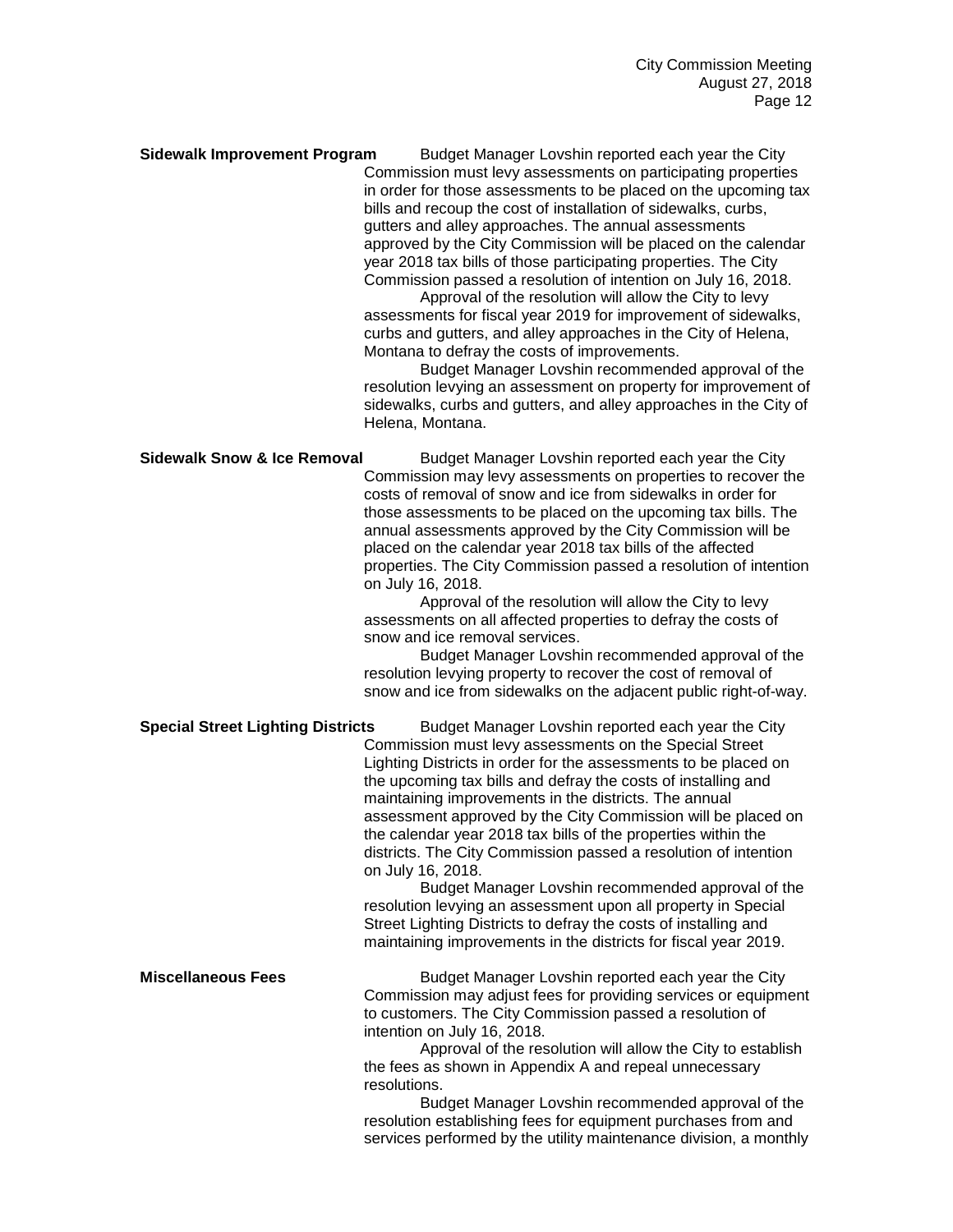**Sidewalk Improvement Program** Budget Manager Lovshin reported each year the City Commission must levy assessments on participating properties in order for those assessments to be placed on the upcoming tax bills and recoup the cost of installation of sidewalks, curbs, gutters and alley approaches. The annual assessments approved by the City Commission will be placed on the calendar year 2018 tax bills of those participating properties. The City Commission passed a resolution of intention on July 16, 2018.

Approval of the resolution will allow the City to levy assessments for fiscal year 2019 for improvement of sidewalks, curbs and gutters, and alley approaches in the City of Helena, Montana to defray the costs of improvements.

Budget Manager Lovshin recommended approval of the resolution levying an assessment on property for improvement of sidewalks, curbs and gutters, and alley approaches in the City of Helena, Montana.

**Sidewalk Snow & Ice Removal** Budget Manager Lovshin reported each year the City Commission may levy assessments on properties to recover the costs of removal of snow and ice from sidewalks in order for those assessments to be placed on the upcoming tax bills. The annual assessments approved by the City Commission will be placed on the calendar year 2018 tax bills of the affected properties. The City Commission passed a resolution of intention on July 16, 2018.

Approval of the resolution will allow the City to levy assessments on all affected properties to defray the costs of snow and ice removal services.

Budget Manager Lovshin recommended approval of the resolution levying property to recover the cost of removal of snow and ice from sidewalks on the adjacent public right-of-way.

**Special Street Lighting Districts** Budget Manager Lovshin reported each year the City Commission must levy assessments on the Special Street Lighting Districts in order for the assessments to be placed on the upcoming tax bills and defray the costs of installing and maintaining improvements in the districts. The annual assessment approved by the City Commission will be placed on the calendar year 2018 tax bills of the properties within the districts. The City Commission passed a resolution of intention on July 16, 2018.

Budget Manager Lovshin recommended approval of the resolution levying an assessment upon all property in Special Street Lighting Districts to defray the costs of installing and maintaining improvements in the districts for fiscal year 2019.

**Miscellaneous Fees** Budget Manager Lovshin reported each year the City Commission may adjust fees for providing services or equipment to customers. The City Commission passed a resolution of intention on July 16, 2018.

Approval of the resolution will allow the City to establish the fees as shown in Appendix A and repeal unnecessary resolutions.

Budget Manager Lovshin recommended approval of the resolution establishing fees for equipment purchases from and services performed by the utility maintenance division, a monthly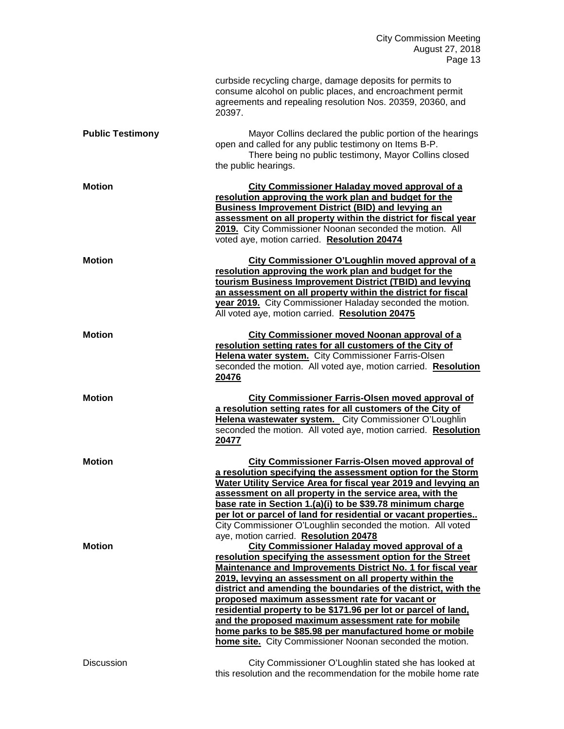curbside recycling charge, damage deposits for permits to consume alcohol on public places, and encroachment permit agreements and repealing resolution Nos. 20359, 20360, and 20397.

**Public Testimony**

Mayor Collins declared the public portion of the hearings open and called for any public testimony on Items B-P.

There being no public testimony, Mayor Collins closed the public hearings.

**Motion**

**City Commissioner Haladay moved approval of a resolution approving the work plan and budget for the Business Improvement District (BID) and levying an assessment on all property within the district for fiscal year 2019.** City Commissioner Noonan seconded the motion. All voted aye, motion carried. **Resolution 20474**

**Motion**

**City Commissioner O'Loughlin moved approval of a resolution approving the work plan and budget for the tourism Business Improvement District (TBID) and levying an assessment on all property within the district for fiscal year 2019.** City Commissioner Haladay seconded the motion. All voted aye, motion carried. **Resolution 20475**

**Motion**

**City Commissioner moved Noonan approval of a resolution setting rates for all customers of the City of Helena water system.** City Commissioner Farris-Olsen seconded the motion. All voted aye, motion carried. **Resolution 20476**

**Motion**

**City Commissioner Farris-Olsen moved approval of a resolution setting rates for all customers of the City of Helena wastewater system.** City Commissioner O'Loughlin seconded the motion. All voted aye, motion carried. **Resolution 20477**

**Motion**

**City Commissioner Farris-Olsen moved approval of a resolution specifying the assessment option for the Storm Water Utility Service Area for fiscal year 2019 and levying an assessment on all property in the service area, with the base rate in Section 1.(a)(i) to be $39.78 minimum charge per lot or parcel of land for residential or vacant properties..** City Commissioner O'Loughlin seconded the motion. All voted aye, motion carried. **Resolution 20478**

**Motion**

**City Commissioner Haladay moved approval of a resolution specifying the assessment option for the Street Maintenance and Improvements District No. 1 for fiscal year 2019, levying an assessment on all property within the district and amending the boundaries of the district, with the proposed maximum assessment rate for vacant or residential property to be $171.96 per lot or parcel of land, and the proposed maximum assessment rate for mobile home parks to be $85.98 per manufactured home or mobile home site.** City Commissioner Noonan seconded the motion.

Discussion

City Commissioner O'Loughlin stated she has looked at this resolution and the recommendation for the mobile home rate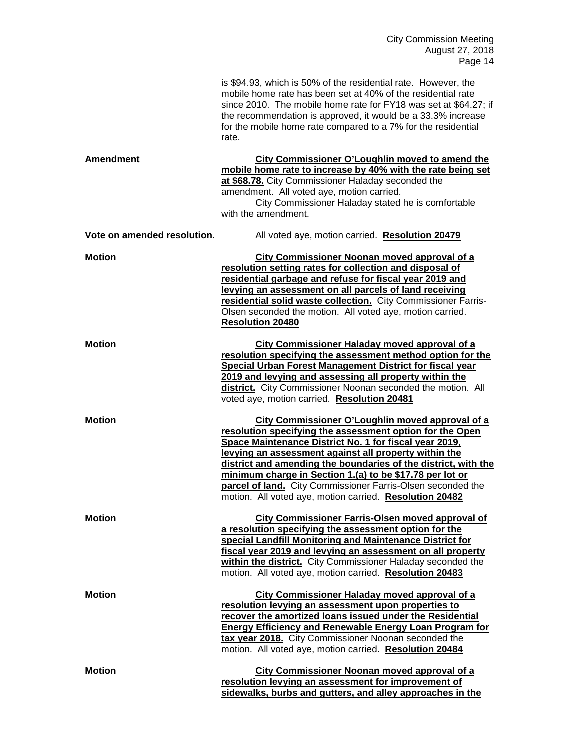is $94.93, which is 50% of the residential rate. However, the mobile home rate has been set at 40% of the residential rate since 2010. The mobile home rate for FY18 was set at $64.27; if the recommendation is approved, it would be a 33.3% increase for the mobile home rate compared to a 7% for the residential rate.

**Amendment**

**City Commissioner O'Loughlin moved to amend the mobile home rate to increase by 40% with the rate being set at $68.78.** City Commissioner Haladay seconded the amendment. All voted aye, motion carried.

City Commissioner Haladay stated he is comfortable with the amendment.

**Vote on amended resolution**.

All voted aye, motion carried. **Resolution 20479**

**Motion**

**City Commissioner Noonan moved approval of a resolution setting rates for collection and disposal of residential garbage and refuse for fiscal year 2019 and levying an assessment on all parcels of land receiving residential solid waste collection.** City Commissioner Farris-Olsen seconded the motion. All voted aye, motion carried. **Resolution 20480**

**Motion**

**City Commissioner Haladay moved approval of a resolution specifying the assessment method option for the Special Urban Forest Management District for fiscal year 2019 and levying and assessing all property within the district.** City Commissioner Noonan seconded the motion. All voted aye, motion carried. **Resolution 20481**

**Motion**

**City Commissioner O'Loughlin moved approval of a resolution specifying the assessment option for the Open Space Maintenance District No. 1 for fiscal year 2019, levying an assessment against all property within the district and amending the boundaries of the district, with the minimum charge in Section 1.(a) to be $17.78 per lot or parcel of land.** City Commissioner Farris-Olsen seconded the motion. All voted aye, motion carried. **Resolution 20482**

**Motion**

**City Commissioner Farris-Olsen moved approval of a resolution specifying the assessment option for the special Landfill Monitoring and Maintenance District for fiscal year 2019 and levying an assessment on all property within the district.** City Commissioner Haladay seconded the motion. All voted aye, motion carried. **Resolution 20483**

**Motion**

**City Commissioner Haladay moved approval of a resolution levying an assessment upon properties to recover the amortized loans issued under the Residential Energy Efficiency and Renewable Energy Loan Program for tax year 2018.** City Commissioner Noonan seconded the motion. All voted aye, motion carried. **Resolution 20484**

**Motion**

**City Commissioner Noonan moved approval of a resolution levying an assessment for improvement of sidewalks, burbs and gutters, and alley approaches in the**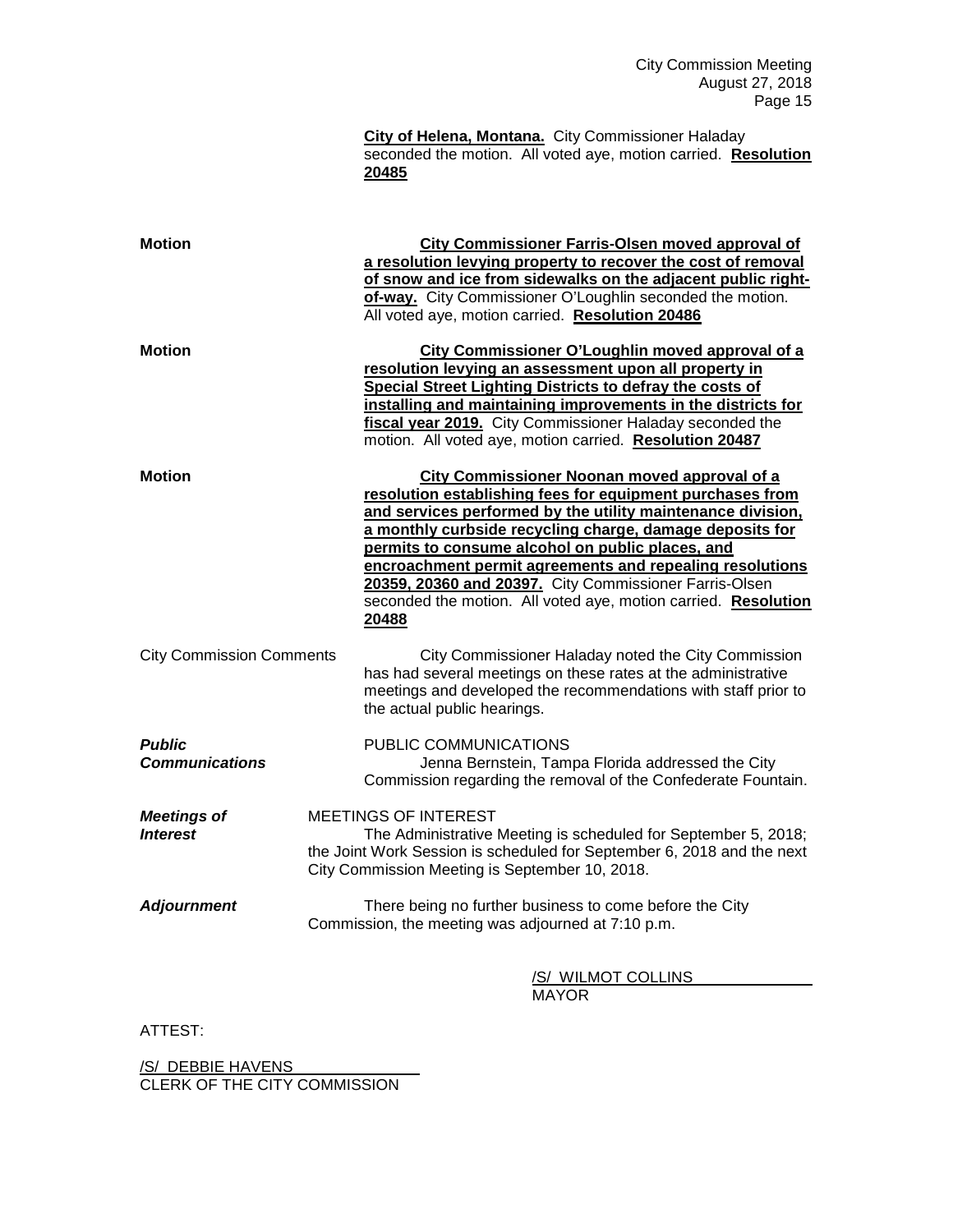**City of Helena, Montana.** City Commissioner Haladay seconded the motion. All voted aye, motion carried. **Resolution 20485**

**Motion**

**City Commissioner Farris-Olsen moved approval of a resolution levying property to recover the cost of removal of snow and ice from sidewalks on the adjacent public right-of-way.** City Commissioner O'Loughlin seconded the motion. All voted aye, motion carried. **Resolution 20486**

**Motion**

**City Commissioner O'Loughlin moved approval of a resolution levying an assessment upon all property in Special Street Lighting Districts to defray the costs of installing and maintaining improvements in the districts for fiscal year 2019.** City Commissioner Haladay seconded the motion. All voted aye, motion carried. **Resolution 20487**

**Motion**

**City Commissioner Noonan moved approval of a resolution establishing fees for equipment purchases from and services performed by the utility maintenance division, a monthly curbside recycling charge, damage deposits for permits to consume alcohol on public places, and encroachment permit agreements and repealing resolutions 20359, 20360 and 20397.** City Commissioner Farris-Olsen seconded the motion. All voted aye, motion carried. **Resolution 20488**

City Commission Comments

City Commissioner Haladay noted the City Commission has had several meetings on these rates at the administrative meetings and developed the recommendations with staff prior to the actual public hearings.

***Public Communications***

PUBLIC COMMUNICATIONS

Jenna Bernstein, Tampa Florida addressed the City Commission regarding the removal of the Confederate Fountain.

***Meetings of Interest***

MEETINGS OF INTEREST

The Administrative Meeting is scheduled for September 5, 2018; the Joint Work Session is scheduled for September 6, 2018 and the next City Commission Meeting is September 10, 2018.

***Adjournment***

There being no further business to come before the City Commission, the meeting was adjourned at 7:10 p.m.

/S/ WILMOT COLLINS
MAYOR

ATTEST:

/S/ DEBBIE HAVENS
CLERK OF THE CITY COMMISSION